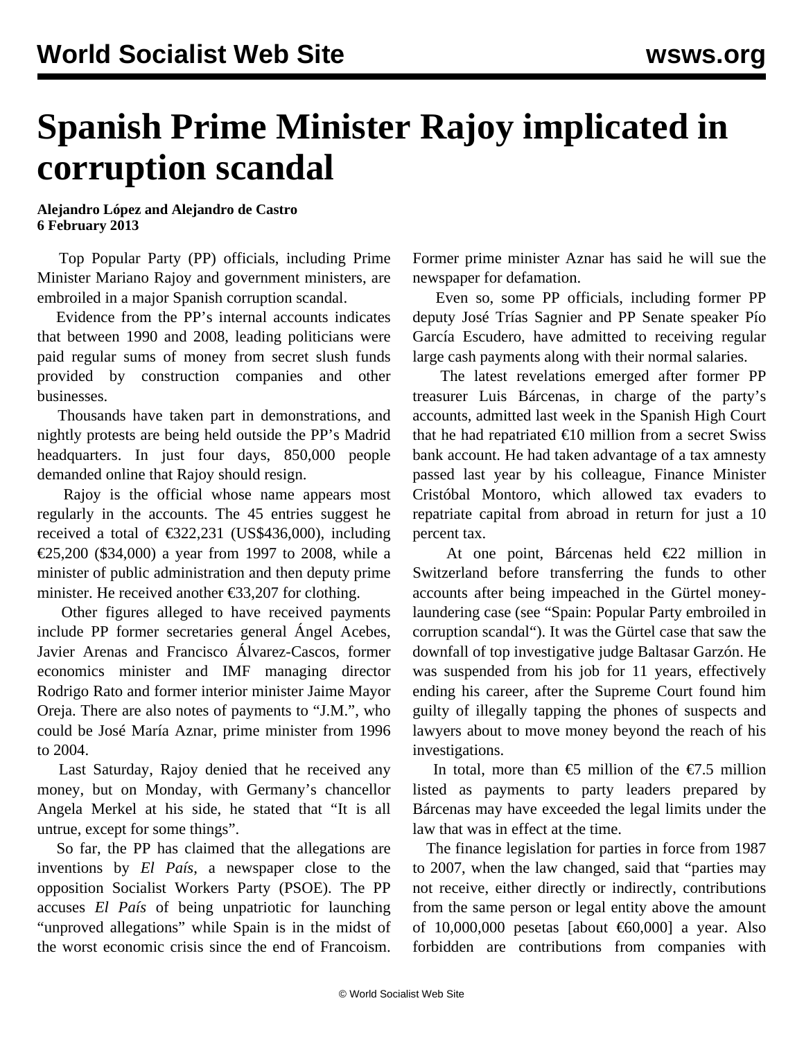# Spanish Prime Minister Rajoy implicated in corruption scandal

**Alejandro López and Alejandro de Castro**
**6 February 2013**

Top Popular Party (PP) officials, including Prime Minister Mariano Rajoy and government ministers, are embroiled in a major Spanish corruption scandal.

Evidence from the PP's internal accounts indicates that between 1990 and 2008, leading politicians were paid regular sums of money from secret slush funds provided by construction companies and other businesses.

Thousands have taken part in demonstrations, and nightly protests are being held outside the PP's Madrid headquarters. In just four days, 850,000 people demanded online that Rajoy should resign.

Rajoy is the official whose name appears most regularly in the accounts. The 45 entries suggest he received a total of €322,231 (US$436,000), including €25,200 ($34,000) a year from 1997 to 2008, while a minister of public administration and then deputy prime minister. He received another €33,207 for clothing.

Other figures alleged to have received payments include PP former secretaries general Ángel Acebes, Javier Arenas and Francisco Álvarez-Cascos, former economics minister and IMF managing director Rodrigo Rato and former interior minister Jaime Mayor Oreja. There are also notes of payments to "J.M.", who could be José María Aznar, prime minister from 1996 to 2004.

Last Saturday, Rajoy denied that he received any money, but on Monday, with Germany's chancellor Angela Merkel at his side, he stated that "It is all untrue, except for some things".

So far, the PP has claimed that the allegations are inventions by *El País*, a newspaper close to the opposition Socialist Workers Party (PSOE). The PP accuses *El País* of being unpatriotic for launching "unproved allegations" while Spain is in the midst of the worst economic crisis since the end of Francoism. Former prime minister Aznar has said he will sue the newspaper for defamation.

Even so, some PP officials, including former PP deputy José Trías Sagnier and PP Senate speaker Pío García Escudero, have admitted to receiving regular large cash payments along with their normal salaries.

The latest revelations emerged after former PP treasurer Luis Bárcenas, in charge of the party's accounts, admitted last week in the Spanish High Court that he had repatriated €10 million from a secret Swiss bank account. He had taken advantage of a tax amnesty passed last year by his colleague, Finance Minister Cristóbal Montoro, which allowed tax evaders to repatriate capital from abroad in return for just a 10 percent tax.

At one point, Bárcenas held €22 million in Switzerland before transferring the funds to other accounts after being impeached in the Gürtel money-laundering case (see "Spain: Popular Party embroiled in corruption scandal"). It was the Gürtel case that saw the downfall of top investigative judge Baltasar Garzón. He was suspended from his job for 11 years, effectively ending his career, after the Supreme Court found him guilty of illegally tapping the phones of suspects and lawyers about to move money beyond the reach of his investigations.

In total, more than €5 million of the €7.5 million listed as payments to party leaders prepared by Bárcenas may have exceeded the legal limits under the law that was in effect at the time.

The finance legislation for parties in force from 1987 to 2007, when the law changed, said that "parties may not receive, either directly or indirectly, contributions from the same person or legal entity above the amount of 10,000,000 pesetas [about €60,000] a year. Also forbidden are contributions from companies with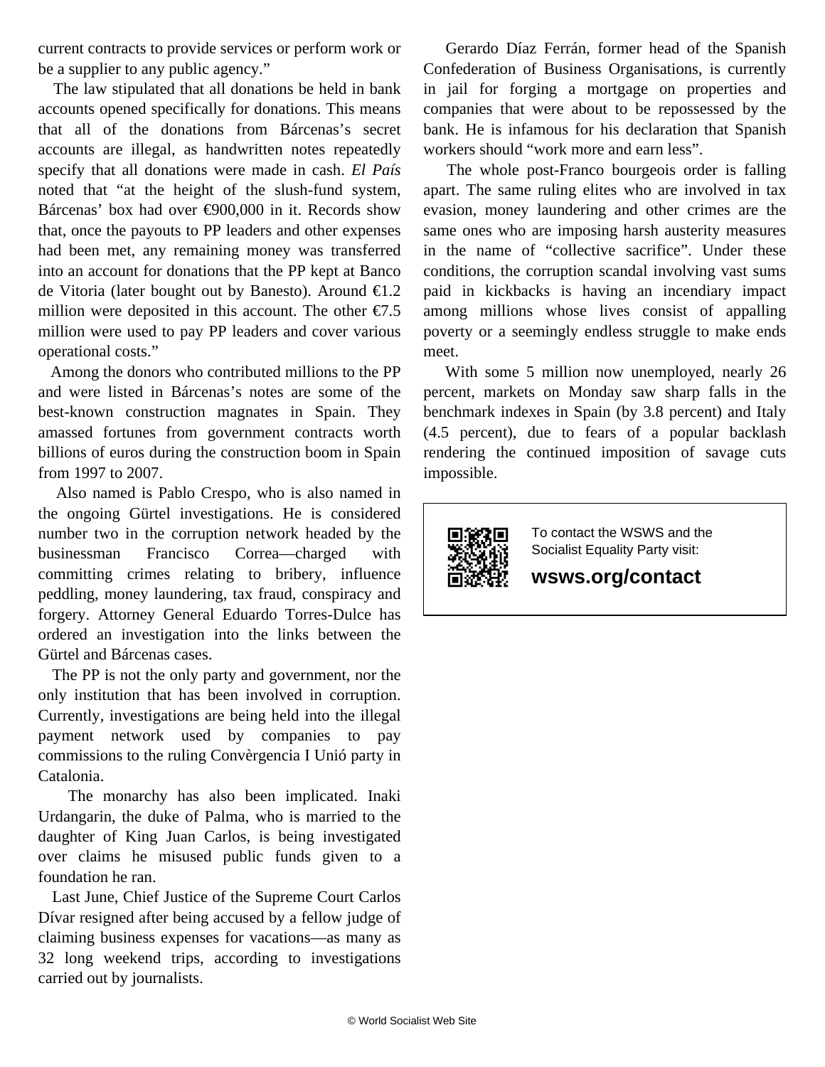current contracts to provide services or perform work or be a supplier to any public agency."

The law stipulated that all donations be held in bank accounts opened specifically for donations. This means that all of the donations from Bárcenas's secret accounts are illegal, as handwritten notes repeatedly specify that all donations were made in cash. *El País* noted that "at the height of the slush-fund system, Bárcenas' box had over €900,000 in it. Records show that, once the payouts to PP leaders and other expenses had been met, any remaining money was transferred into an account for donations that the PP kept at Banco de Vitoria (later bought out by Banesto). Around €1.2 million were deposited in this account. The other €7.5 million were used to pay PP leaders and cover various operational costs."

Among the donors who contributed millions to the PP and were listed in Bárcenas's notes are some of the best-known construction magnates in Spain. They amassed fortunes from government contracts worth billions of euros during the construction boom in Spain from 1997 to 2007.

Also named is Pablo Crespo, who is also named in the ongoing Gürtel investigations. He is considered number two in the corruption network headed by the businessman Francisco Correa—charged with committing crimes relating to bribery, influence peddling, money laundering, tax fraud, conspiracy and forgery. Attorney General Eduardo Torres-Dulce has ordered an investigation into the links between the Gürtel and Bárcenas cases.

The PP is not the only party and government, nor the only institution that has been involved in corruption. Currently, investigations are being held into the illegal payment network used by companies to pay commissions to the ruling Convèrgencia I Unió party in Catalonia.

The monarchy has also been implicated. Inaki Urdangarin, the duke of Palma, who is married to the daughter of King Juan Carlos, is being investigated over claims he misused public funds given to a foundation he ran.

Last June, Chief Justice of the Supreme Court Carlos Dívar resigned after being accused by a fellow judge of claiming business expenses for vacations—as many as 32 long weekend trips, according to investigations carried out by journalists.

Gerardo Díaz Ferrán, former head of the Spanish Confederation of Business Organisations, is currently in jail for forging a mortgage on properties and companies that were about to be repossessed by the bank. He is infamous for his declaration that Spanish workers should "work more and earn less".

The whole post-Franco bourgeois order is falling apart. The same ruling elites who are involved in tax evasion, money laundering and other crimes are the same ones who are imposing harsh austerity measures in the name of "collective sacrifice". Under these conditions, the corruption scandal involving vast sums paid in kickbacks is having an incendiary impact among millions whose lives consist of appalling poverty or a seemingly endless struggle to make ends meet.

With some 5 million now unemployed, nearly 26 percent, markets on Monday saw sharp falls in the benchmark indexes in Spain (by 3.8 percent) and Italy (4.5 percent), due to fears of a popular backlash rendering the continued imposition of savage cuts impossible.

To contact the WSWS and the Socialist Equality Party visit:

**wsws.org/contact**